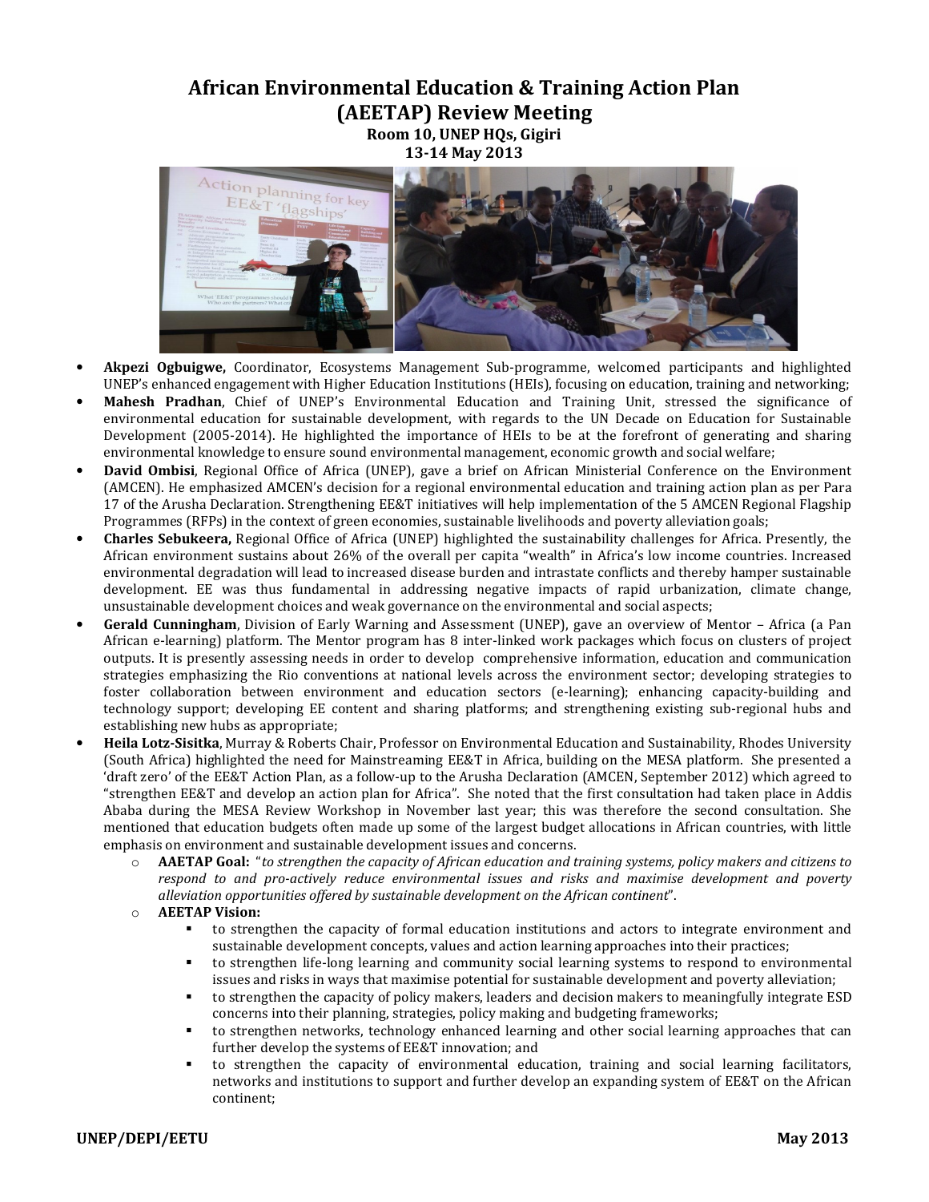# African Environmental Education & Training Action Plan (AEETAP) Review Meeting

**Room 10, UNEP HQs, Gigiri**
**13-14 May 2013**

- **Akpezi Ogbuigwe,** Coordinator, Ecosystems Management Sub-programme, welcomed participants and highlighted UNEP's enhanced engagement with Higher Education Institutions (HEIs), focusing on education, training and networking;
- **Mahesh Pradhan**, Chief of UNEP's Environmental Education and Training Unit, stressed the significance of environmental education for sustainable development, with regards to the UN Decade on Education for Sustainable Development (2005-2014). He highlighted the importance of HEIs to be at the forefront of generating and sharing environmental knowledge to ensure sound environmental management, economic growth and social welfare;
- **David Ombisi**, Regional Office of Africa (UNEP), gave a brief on African Ministerial Conference on the Environment (AMCEN). He emphasized AMCEN's decision for a regional environmental education and training action plan as per Para 17 of the Arusha Declaration. Strengthening EE&T initiatives will help implementation of the 5 AMCEN Regional Flagship Programmes (RFPs) in the context of green economies, sustainable livelihoods and poverty alleviation goals;
- **Charles Sebukeera,** Regional Office of Africa (UNEP) highlighted the sustainability challenges for Africa. Presently, the African environment sustains about 26% of the overall per capita "wealth" in Africa's low income countries. Increased environmental degradation will lead to increased disease burden and intrastate conflicts and thereby hamper sustainable development. EE was thus fundamental in addressing negative impacts of rapid urbanization, climate change, unsustainable development choices and weak governance on the environmental and social aspects;
- **Gerald Cunningham**, Division of Early Warning and Assessment (UNEP), gave an overview of Mentor – Africa (a Pan African e-learning) platform. The Mentor program has 8 inter-linked work packages which focus on clusters of project outputs. It is presently assessing needs in order to develop comprehensive information, education and communication strategies emphasizing the Rio conventions at national levels across the environment sector; developing strategies to foster collaboration between environment and education sectors (e-learning); enhancing capacity-building and technology support; developing EE content and sharing platforms; and strengthening existing sub-regional hubs and establishing new hubs as appropriate;
- **Heila Lotz-Sisitka**, Murray & Roberts Chair, Professor on Environmental Education and Sustainability, Rhodes University (South Africa) highlighted the need for Mainstreaming EE&T in Africa, building on the MESA platform. She presented a 'draft zero' of the EE&T Action Plan, as a follow-up to the Arusha Declaration (AMCEN, September 2012) which agreed to "strengthen EE&T and develop an action plan for Africa". She noted that the first consultation had taken place in Addis Ababa during the MESA Review Workshop in November last year; this was therefore the second consultation. She mentioned that education budgets often made up some of the largest budget allocations in African countries, with little emphasis on environment and sustainable development issues and concerns.
  - **AAETAP Goal:** "*to strengthen the capacity of African education and training systems, policy makers and citizens to respond to and pro-actively reduce environmental issues and risks and maximise development and poverty alleviation opportunities offered by sustainable development on the African continent*".
  - **AEETAP Vision:**
    - to strengthen the capacity of formal education institutions and actors to integrate environment and sustainable development concepts, values and action learning approaches into their practices;
    - to strengthen life-long learning and community social learning systems to respond to environmental issues and risks in ways that maximise potential for sustainable development and poverty alleviation;
    - to strengthen the capacity of policy makers, leaders and decision makers to meaningfully integrate ESD concerns into their planning, strategies, policy making and budgeting frameworks;
    - to strengthen networks, technology enhanced learning and other social learning approaches that can further develop the systems of EE&T innovation; and
    - to strengthen the capacity of environmental education, training and social learning facilitators, networks and institutions to support and further develop an expanding system of EE&T on the African continent;

**UNEP/DEPI/EETU** **May 2013**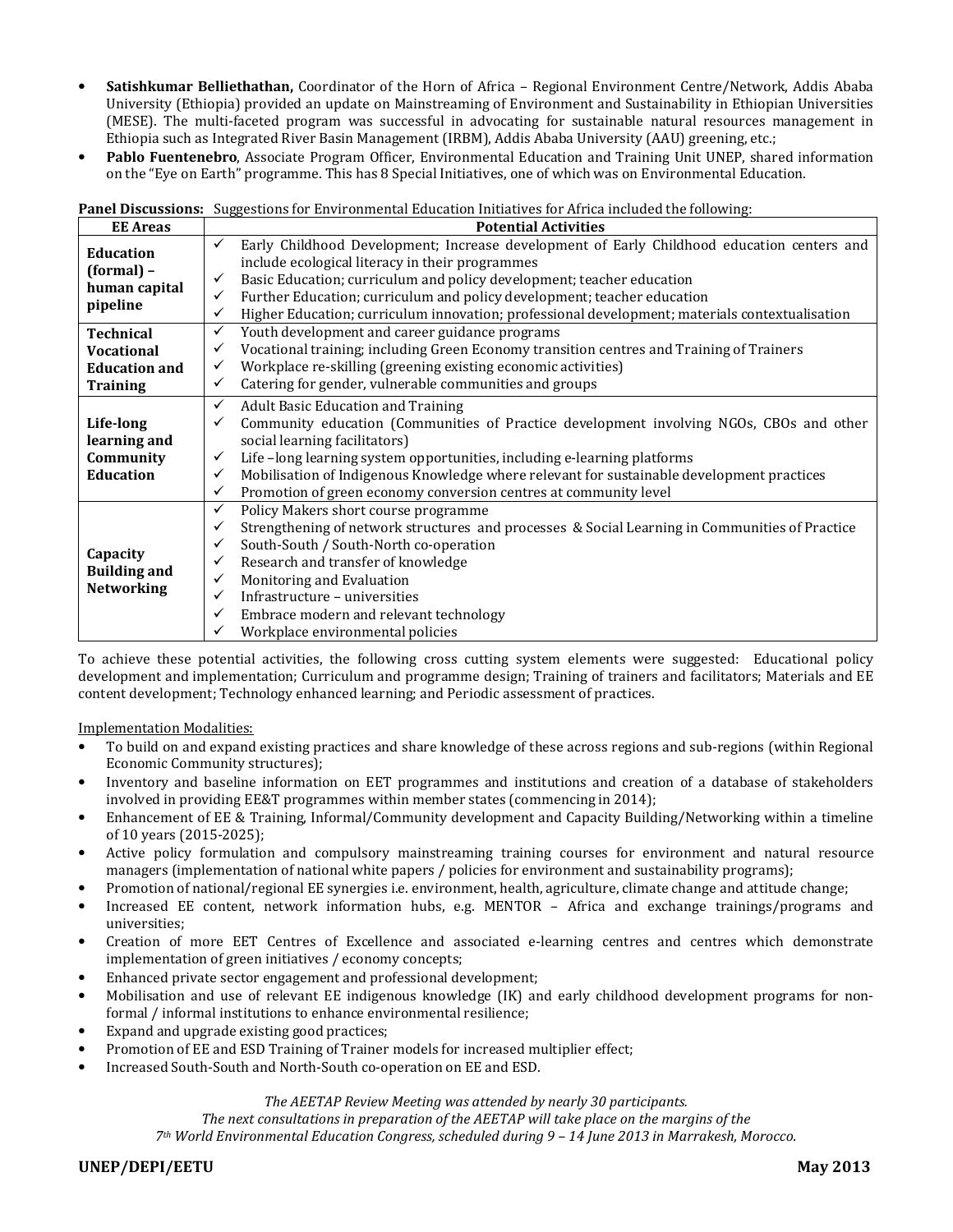- **Satishkumar Belliethathan,** Coordinator of the Horn of Africa – Regional Environment Centre/Network, Addis Ababa University (Ethiopia) provided an update on Mainstreaming of Environment and Sustainability in Ethiopian Universities (MESE). The multi-faceted program was successful in advocating for sustainable natural resources management in Ethiopia such as Integrated River Basin Management (IRBM), Addis Ababa University (AAU) greening, etc.;
- **Pablo Fuentenebro**, Associate Program Officer, Environmental Education and Training Unit UNEP, shared information on the "Eye on Earth" programme. This has 8 Special Initiatives, one of which was on Environmental Education.

**Panel Discussions:** Suggestions for Environmental Education Initiatives for Africa included the following:

| EE Areas | Potential Activities |
|---|---|
| **Education (formal) – human capital pipeline** | ✓ Early Childhood Development; Increase development of Early Childhood education centers and include ecological literacy in their programmes<br>✓ Basic Education; curriculum and policy development; teacher education<br>✓ Further Education; curriculum and policy development; teacher education<br>✓ Higher Education; curriculum innovation; professional development; materials contextualisation |
| **Technical Vocational Education and Training** | ✓ Youth development and career guidance programs<br>✓ Vocational training; including Green Economy transition centres and Training of Trainers<br>✓ Workplace re-skilling (greening existing economic activities)<br>✓ Catering for gender, vulnerable communities and groups |
| **Life-long learning and Community Education** | ✓ Adult Basic Education and Training<br>✓ Community education (Communities of Practice development involving NGOs, CBOs and other social learning facilitators)<br>✓ Life –long learning system opportunities, including e-learning platforms<br>✓ Mobilisation of Indigenous Knowledge where relevant for sustainable development practices<br>✓ Promotion of green economy conversion centres at community level |
| **Capacity Building and Networking** | ✓ Policy Makers short course programme<br>✓ Strengthening of network structures and processes & Social Learning in Communities of Practice<br>✓ South-South / South-North co-operation<br>✓ Research and transfer of knowledge<br>✓ Monitoring and Evaluation<br>✓ Infrastructure – universities<br>✓ Embrace modern and relevant technology<br>✓ Workplace environmental policies |

To achieve these potential activities, the following cross cutting system elements were suggested: Educational policy development and implementation; Curriculum and programme design; Training of trainers and facilitators; Materials and EE content development; Technology enhanced learning; and Periodic assessment of practices.

Implementation Modalities:

- To build on and expand existing practices and share knowledge of these across regions and sub-regions (within Regional Economic Community structures);
- Inventory and baseline information on EET programmes and institutions and creation of a database of stakeholders involved in providing EE&T programmes within member states (commencing in 2014);
- Enhancement of EE & Training, Informal/Community development and Capacity Building/Networking within a timeline of 10 years (2015-2025);
- Active policy formulation and compulsory mainstreaming training courses for environment and natural resource managers (implementation of national white papers / policies for environment and sustainability programs);
- Promotion of national/regional EE synergies i.e. environment, health, agriculture, climate change and attitude change;
- Increased EE content, network information hubs, e.g. MENTOR – Africa and exchange trainings/programs and universities;
- Creation of more EET Centres of Excellence and associated e-learning centres and centres which demonstrate implementation of green initiatives / economy concepts;
- Enhanced private sector engagement and professional development;
- Mobilisation and use of relevant EE indigenous knowledge (IK) and early childhood development programs for non-formal / informal institutions to enhance environmental resilience;
- Expand and upgrade existing good practices;
- Promotion of EE and ESD Training of Trainer models for increased multiplier effect;
- Increased South-South and North-South co-operation on EE and ESD.

*The AEETAP Review Meeting was attended by nearly 30 participants.*
*The next consultations in preparation of the AEETAP will take place on the margins of the 7th World Environmental Education Congress, scheduled during 9 – 14 June 2013 in Marrakesh, Morocco.*

**UNEP/DEPI/EETU** **May 2013**